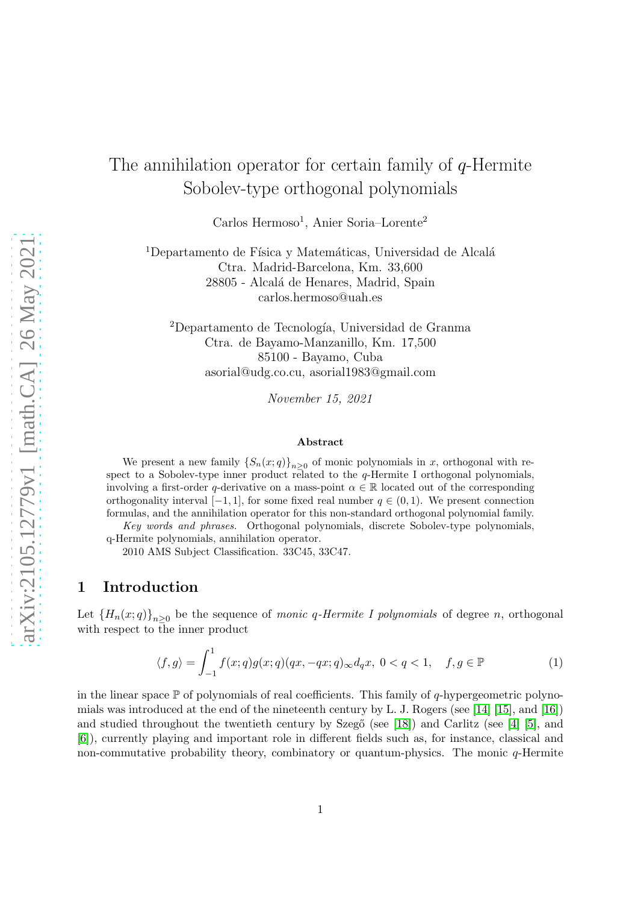# The annihilation operator for certain family of $q$-Hermite Sobolev-type orthogonal polynomials

Carlos Hermoso[1], Anier Soria–Lorente[2]

[1]Departamento de Física y Matemáticas, Universidad de Alcalá
Ctra. Madrid-Barcelona, Km. 33,600
28805 - Alcalá de Henares, Madrid, Spain
carlos.hermoso@uah.es

[2]Departamento de Tecnología, Universidad de Granma
Ctra. de Bayamo-Manzanillo, Km. 17,500
85100 - Bayamo, Cuba
asorial@udg.co.cu, asorial1983@gmail.com

*November 15, 2021*

### Abstract

We present a new family $\{S_n(x;q)\}_{n\geq 0}$ of monic polynomials in $x$, orthogonal with respect to a Sobolev-type inner product related to the $q$-Hermite I orthogonal polynomials, involving a first-order $q$-derivative on a mass-point $\alpha \in \mathbb{R}$ located out of the corresponding orthogonality interval $[-1, 1]$, for some fixed real number $q \in (0, 1)$. We present connection formulas, and the annihilation operator for this non-standard orthogonal polynomial family.

*Key words and phrases.* Orthogonal polynomials, discrete Sobolev-type polynomials, q-Hermite polynomials, annihilation operator.

2010 AMS Subject Classification. 33C45, 33C47.

## 1 Introduction

Let $\{H_n(x;q)\}_{n\geq 0}$ be the sequence of *monic q-Hermite I polynomials* of degree $n$, orthogonal with respect to the inner product

$$\langle f, g\rangle = \int_{-1}^{1} f(x;q)g(x;q)(qx, -qx;q)_\infty d_q x,\ 0 < q < 1, \quad f, g \in \mathbb{P} \tag{1}$$

in the linear space $\mathbb{P}$ of polynomials of real coefficients. This family of $q$-hypergeometric polynomials was introduced at the end of the nineteenth century by L. J. Rogers (see [14] [15], and [16]) and studied throughout the twentieth century by Szegő (see [18]) and Carlitz (see [4] [5], and [6]), currently playing and important role in different fields such as, for instance, classical and non-commutative probability theory, combinatory or quantum-physics. The monic $q$-Hermite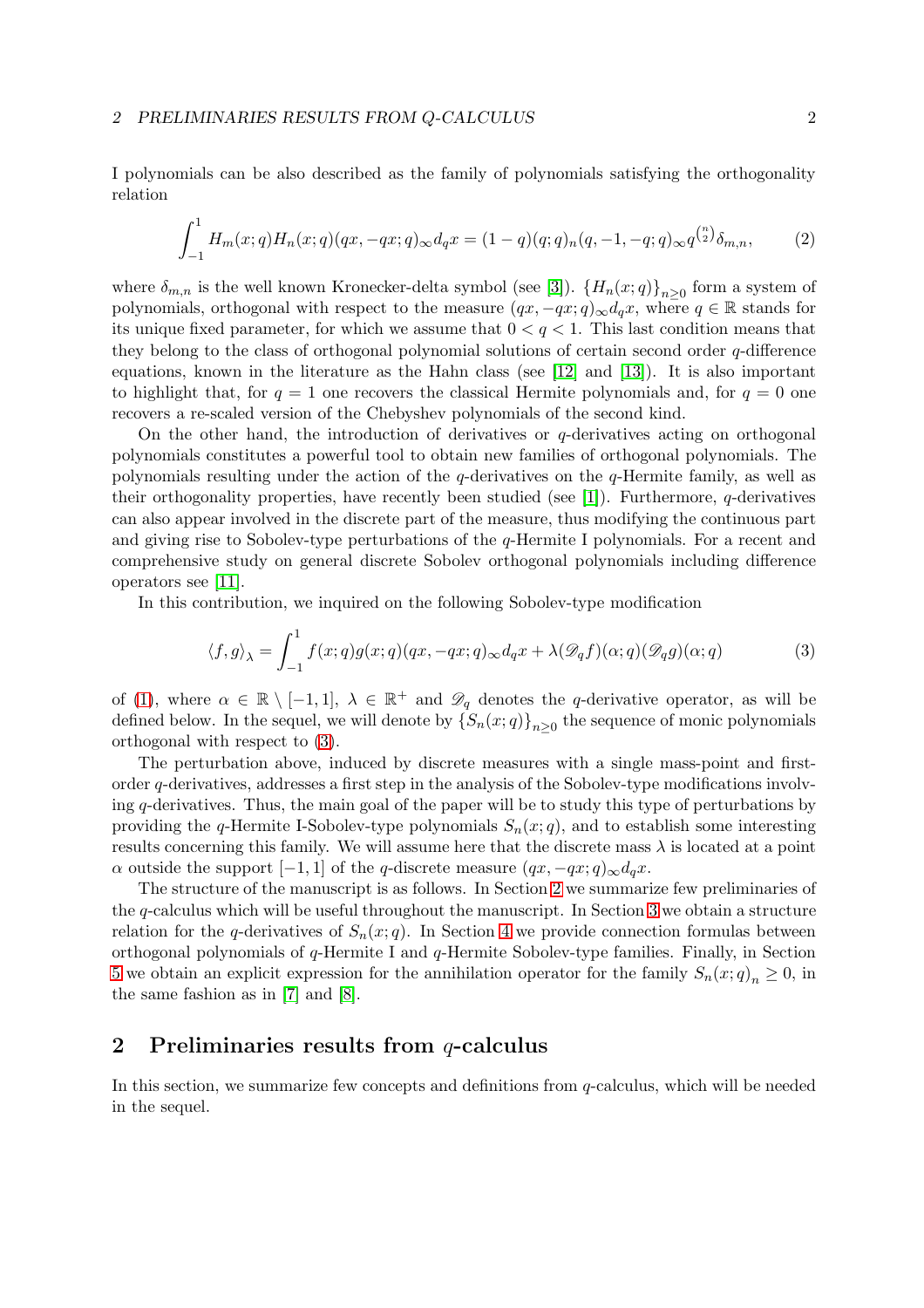I polynomials can be also described as the family of polynomials satisfying the orthogonality relation

$$\int_{-1}^{1} H_m(x;q)H_n(x;q)(qx,-qx;q)_\infty d_qx = (1-q)(q;q)_n(q,-1,-q;q)_\infty q^{\binom{n}{2}}\delta_{m,n}, \qquad (2)$$

where $\delta_{m,n}$ is the well known Kronecker-delta symbol (see [3]). $\{H_n(x;q)\}_{n\geq 0}$ form a system of polynomials, orthogonal with respect to the measure $(qx,-qx;q)_\infty d_qx$, where $q \in \mathbb{R}$ stands for its unique fixed parameter, for which we assume that $0 < q < 1$. This last condition means that they belong to the class of orthogonal polynomial solutions of certain second order $q$-difference equations, known in the literature as the Hahn class (see [12] and [13]). It is also important to highlight that, for $q = 1$ one recovers the classical Hermite polynomials and, for $q = 0$ one recovers a re-scaled version of the Chebyshev polynomials of the second kind.

On the other hand, the introduction of derivatives or $q$-derivatives acting on orthogonal polynomials constitutes a powerful tool to obtain new families of orthogonal polynomials. The polynomials resulting under the action of the $q$-derivatives on the $q$-Hermite family, as well as their orthogonality properties, have recently been studied (see [1]). Furthermore, $q$-derivatives can also appear involved in the discrete part of the measure, thus modifying the continuous part and giving rise to Sobolev-type perturbations of the $q$-Hermite I polynomials. For a recent and comprehensive study on general discrete Sobolev orthogonal polynomials including difference operators see [11].

In this contribution, we inquired on the following Sobolev-type modification

$$\langle f,g\rangle_\lambda = \int_{-1}^{1} f(x;q)g(x;q)(qx,-qx;q)_\infty d_qx + \lambda(\mathscr{D}_q f)(\alpha;q)(\mathscr{D}_q g)(\alpha;q) \qquad (3)$$

of (1), where $\alpha \in \mathbb{R} \setminus [-1,1]$, $\lambda \in \mathbb{R}^+$ and $\mathscr{D}_q$ denotes the $q$-derivative operator, as will be defined below. In the sequel, we will denote by $\{S_n(x;q)\}_{n\geq 0}$ the sequence of monic polynomials orthogonal with respect to (3).

The perturbation above, induced by discrete measures with a single mass-point and first-order $q$-derivatives, addresses a first step in the analysis of the Sobolev-type modifications involving $q$-derivatives. Thus, the main goal of the paper will be to study this type of perturbations by providing the $q$-Hermite I-Sobolev-type polynomials $S_n(x;q)$, and to establish some interesting results concerning this family. We will assume here that the discrete mass $\lambda$ is located at a point $\alpha$ outside the support $[-1,1]$ of the $q$-discrete measure $(qx,-qx;q)_\infty d_qx$.

The structure of the manuscript is as follows. In Section 2 we summarize few preliminaries of the $q$-calculus which will be useful throughout the manuscript. In Section 3 we obtain a structure relation for the $q$-derivatives of $S_n(x;q)$. In Section 4 we provide connection formulas between orthogonal polynomials of $q$-Hermite I and $q$-Hermite Sobolev-type families. Finally, in Section 5 we obtain an explicit expression for the annihilation operator for the family $S_n(x;q)_n \geq 0$, in the same fashion as in [7] and [8].

## 2 Preliminaries results from $q$-calculus

In this section, we summarize few concepts and definitions from $q$-calculus, which will be needed in the sequel.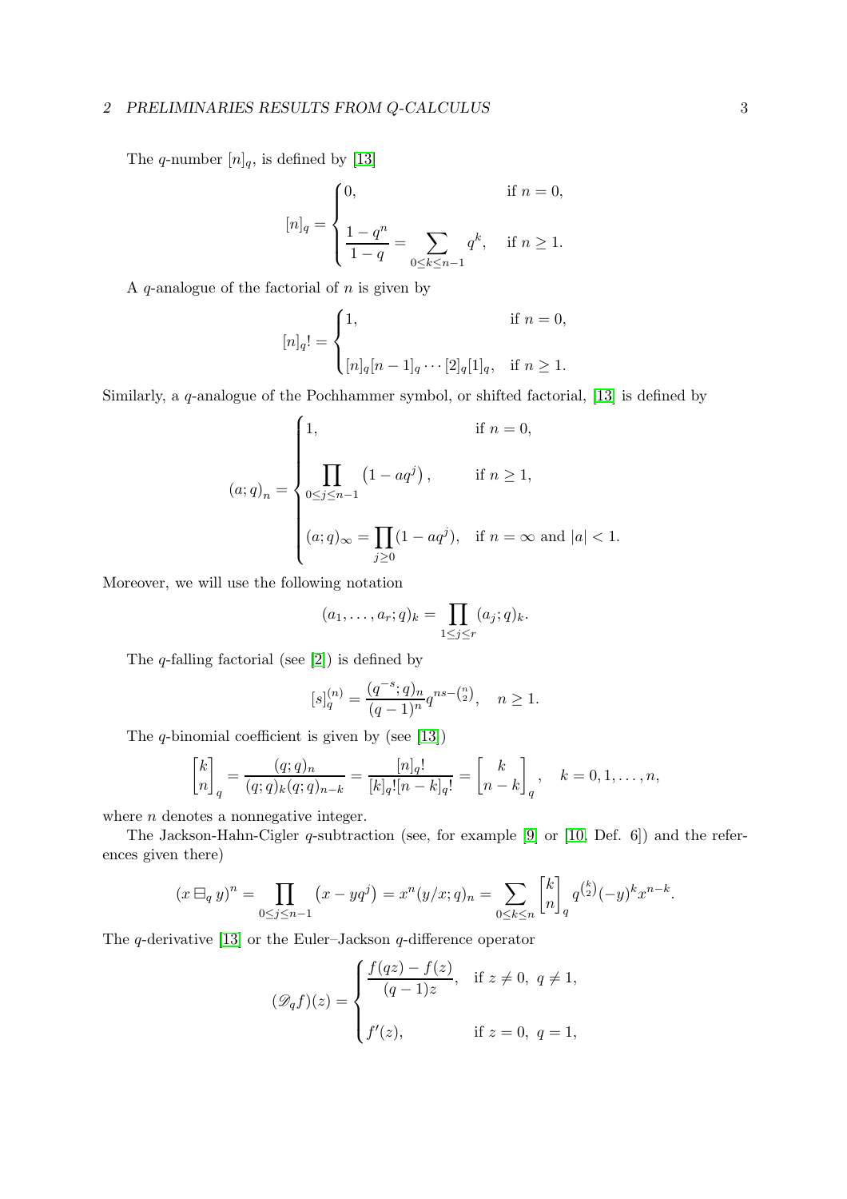The $q$-number $[n]_q$, is defined by [13]

$$
[n]_q = \begin{cases} 0, & \text{if } n = 0, \\ \dfrac{1-q^n}{1-q} = \displaystyle\sum_{0 \le k \le n-1} q^k, & \text{if } n \ge 1. \end{cases}
$$

A $q$-analogue of the factorial of $n$ is given by

$$
[n]_q! = \begin{cases} 1, & \text{if } n = 0, \\ [n]_q [n-1]_q \cdots [2]_q [1]_q, & \text{if } n \ge 1. \end{cases}
$$

Similarly, a $q$-analogue of the Pochhammer symbol, or shifted factorial, [13] is defined by

$$
(a;q)_n = \begin{cases} 1, & \text{if } n = 0, \\ \displaystyle\prod_{0 \le j \le n-1} \left(1 - aq^j\right), & \text{if } n \ge 1, \\ (a;q)_\infty = \displaystyle\prod_{j \ge 0} (1 - aq^j), & \text{if } n = \infty \text{ and } |a| < 1. \end{cases}
$$

Moreover, we will use the following notation

$$
(a_1, \dots, a_r; q)_k = \prod_{1 \le j \le r} (a_j; q)_k.
$$

The $q$-falling factorial (see [2]) is defined by

$$
[s]_q^{(n)} = \frac{(q^{-s};q)_n}{(q-1)^n} q^{ns - \binom{n}{2}}, \quad n \ge 1.
$$

The $q$-binomial coefficient is given by (see [13])

$$
\begin{bmatrix} k \\ n \end{bmatrix}_q = \frac{(q;q)_n}{(q;q)_k (q;q)_{n-k}} = \frac{[n]_q!}{[k]_q! [n-k]_q!} = \begin{bmatrix} k \\ n-k \end{bmatrix}_q, \quad k = 0, 1, \dots, n,
$$

where $n$ denotes a nonnegative integer.

The Jackson-Hahn-Cigler $q$-subtraction (see, for example [9] or [10, Def. 6]) and the references given there)

$$
(x \boxminus_q y)^n = \prod_{0 \le j \le n-1} \left(x - yq^j\right) = x^n (y/x;q)_n = \sum_{0 \le k \le n} \begin{bmatrix} k \\ n \end{bmatrix}_q q^{\binom{k}{2}} (-y)^k x^{n-k}.
$$

The $q$-derivative [13] or the Euler–Jackson $q$-difference operator

$$
(\mathscr{D}_q f)(z) = \begin{cases} \dfrac{f(qz) - f(z)}{(q-1)z}, & \text{if } z \ne 0, \ q \ne 1, \\ f'(z), & \text{if } z = 0, \ q = 1, \end{cases}
$$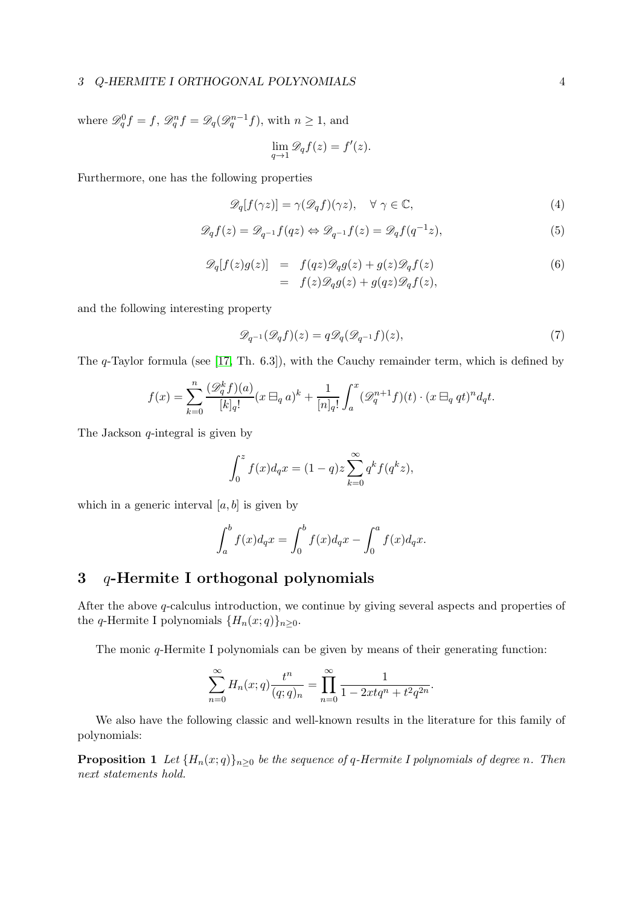where $\mathscr{D}_q^0 f = f$, $\mathscr{D}_q^n f = \mathscr{D}_q(\mathscr{D}_q^{n-1} f)$, with $n \geq 1$, and

$$\lim_{q \to 1} \mathscr{D}_q f(z) = f'(z).$$

Furthermore, one has the following properties

$$\mathscr{D}_q[f(\gamma z)] = \gamma(\mathscr{D}_q f)(\gamma z), \quad \forall\, \gamma \in \mathbb{C}, \tag{4}$$

$$\mathscr{D}_q f(z) = \mathscr{D}_{q^{-1}} f(qz) \Leftrightarrow \mathscr{D}_{q^{-1}} f(z) = \mathscr{D}_q f(q^{-1} z), \tag{5}$$

$$\begin{aligned} \mathscr{D}_q[f(z)g(z)] &= f(qz)\mathscr{D}_q g(z) + g(z)\mathscr{D}_q f(z) \\ &= f(z)\mathscr{D}_q g(z) + g(qz)\mathscr{D}_q f(z), \end{aligned} \tag{6}$$

and the following interesting property

$$\mathscr{D}_{q^{-1}}(\mathscr{D}_q f)(z) = q\mathscr{D}_q(\mathscr{D}_{q^{-1}} f)(z), \tag{7}$$

The $q$-Taylor formula (see [17, Th. 6.3]), with the Cauchy remainder term, which is defined by

$$f(x) = \sum_{k=0}^{n} \frac{(\mathscr{D}_q^k f)(a)}{[k]_q!}(x \boxminus_q a)^k + \frac{1}{[n]_q!}\int_a^x (\mathscr{D}_q^{n+1} f)(t) \cdot (x \boxminus_q qt)^n d_q t.$$

The Jackson $q$-integral is given by

$$\int_0^z f(x) d_q x = (1-q) z \sum_{k=0}^{\infty} q^k f(q^k z),$$

which in a generic interval $[a, b]$ is given by

$$\int_a^b f(x) d_q x = \int_0^b f(x) d_q x - \int_0^a f(x) d_q x.$$

# 3 $q$-Hermite I orthogonal polynomials

After the above $q$-calculus introduction, we continue by giving several aspects and properties of the $q$-Hermite I polynomials $\{H_n(x; q)\}_{n \geq 0}$.

The monic $q$-Hermite I polynomials can be given by means of their generating function:

$$\sum_{n=0}^{\infty} H_n(x; q) \frac{t^n}{(q; q)_n} = \prod_{n=0}^{\infty} \frac{1}{1 - 2xtq^n + t^2 q^{2n}}.$$

We also have the following classic and well-known results in the literature for this family of polynomials:

**Proposition 1** *Let $\{H_n(x; q)\}_{n \geq 0}$ be the sequence of $q$-Hermite I polynomials of degree $n$. Then next statements hold.*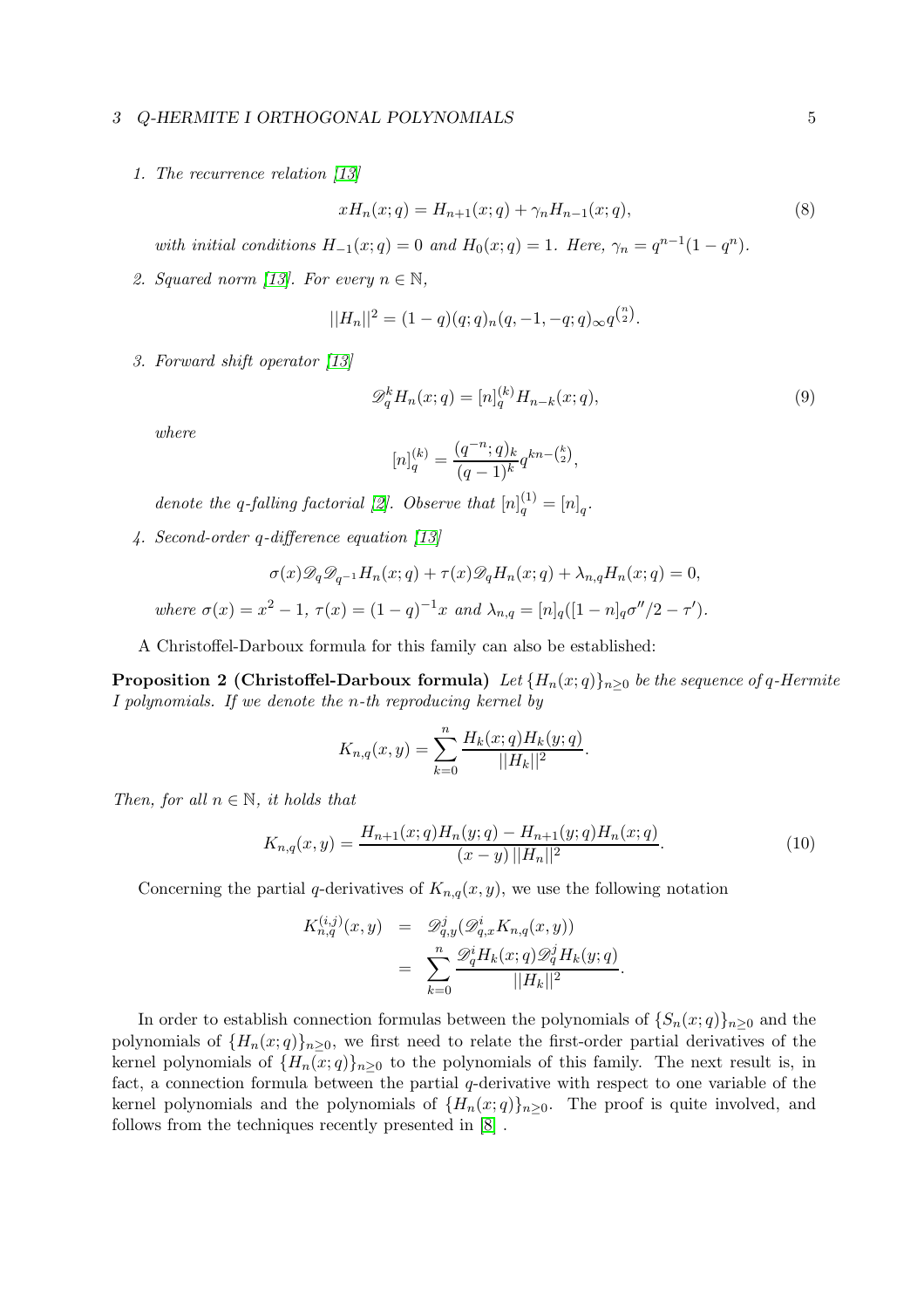1. *The recurrence relation [13]*

$$xH_n(x;q) = H_{n+1}(x;q) + \gamma_n H_{n-1}(x;q), \tag{8}$$

*with initial conditions $H_{-1}(x;q) = 0$ and $H_0(x;q) = 1$. Here, $\gamma_n = q^{n-1}(1-q^n)$.*

2. *Squared norm [13]. For every $n \in \mathbb{N}$,*

$$||H_n||^2 = (1-q)(q;q)_n(q,-1,-q;q)_\infty q^{\binom{n}{2}}.$$

3. *Forward shift operator [13]*

$$\mathscr{D}_q^k H_n(x;q) = [n]_q^{(k)} H_{n-k}(x;q), \tag{9}$$

*where*

$$[n]_q^{(k)} = \frac{(q^{-n};q)_k}{(q-1)^k} q^{kn-\binom{k}{2}},$$

*denote the q-falling factorial [2]. Observe that $[n]_q^{(1)} = [n]_q$.*

4. *Second-order q-difference equation [13]*

$$\sigma(x)\mathscr{D}_q\mathscr{D}_{q^{-1}}H_n(x;q) + \tau(x)\mathscr{D}_q H_n(x;q) + \lambda_{n,q}H_n(x;q) = 0,$$

*where $\sigma(x) = x^2 - 1$, $\tau(x) = (1-q)^{-1}x$ and $\lambda_{n,q} = [n]_q([1-n]_q\sigma''/2 - \tau')$.*

A Christoffel-Darboux formula for this family can also be established:

**Proposition 2 (Christoffel-Darboux formula)** *Let $\{H_n(x;q)\}_{n\geq 0}$ be the sequence of q-Hermite I polynomials. If we denote the n-th reproducing kernel by*

$$K_{n,q}(x,y) = \sum_{k=0}^{n} \frac{H_k(x;q)H_k(y;q)}{||H_k||^2}.$$

*Then, for all $n \in \mathbb{N}$, it holds that*

$$K_{n,q}(x,y) = \frac{H_{n+1}(x;q)H_n(y;q) - H_{n+1}(y;q)H_n(x;q)}{(x-y)\,||H_n||^2}. \tag{10}$$

Concerning the partial q-derivatives of $K_{n,q}(x,y)$, we use the following notation

$$\begin{aligned} K_{n,q}^{(i,j)}(x,y) &= \mathscr{D}_{q,y}^j(\mathscr{D}_{q,x}^i K_{n,q}(x,y)) \\ &= \sum_{k=0}^{n} \frac{\mathscr{D}_q^i H_k(x;q)\mathscr{D}_q^j H_k(y;q)}{||H_k||^2}. \end{aligned}$$

In order to establish connection formulas between the polynomials of $\{S_n(x;q)\}_{n\geq 0}$ and the polynomials of $\{H_n(x;q)\}_{n\geq 0}$, we first need to relate the first-order partial derivatives of the kernel polynomials of $\{H_n(x;q)\}_{n\geq 0}$ to the polynomials of this family. The next result is, in fact, a connection formula between the partial q-derivative with respect to one variable of the kernel polynomials and the polynomials of $\{H_n(x;q)\}_{n\geq 0}$. The proof is quite involved, and follows from the techniques recently presented in [8] .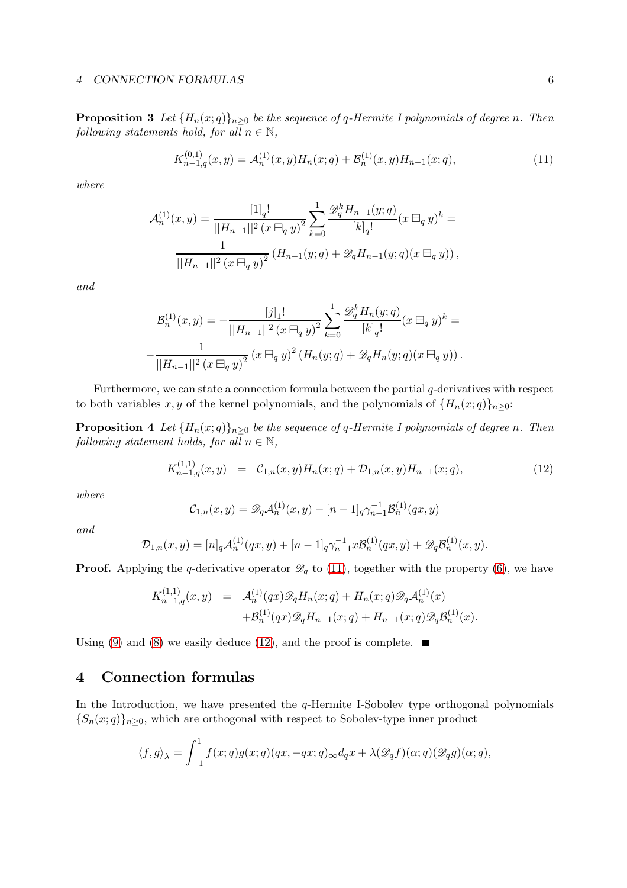**Proposition 3** *Let $\{H_n(x;q)\}_{n\geq 0}$ be the sequence of q-Hermite I polynomials of degree n. Then following statements hold, for all $n \in \mathbb{N}$,*

$$K_{n-1,q}^{(0,1)}(x,y) = \mathcal{A}_n^{(1)}(x,y)H_n(x;q) + \mathcal{B}_n^{(1)}(x,y)H_{n-1}(x;q), \tag{11}$$

*where*

$$\mathcal{A}_n^{(1)}(x,y) = \frac{[1]_q!}{||H_{n-1}||^2 \left(x \boxminus_q y\right)^2} \sum_{k=0}^{1} \frac{\mathscr{D}_q^k H_{n-1}(y;q)}{[k]_q!} (x \boxminus_q y)^k =$$
$$\frac{1}{||H_{n-1}||^2 \left(x \boxminus_q y\right)^2} \left(H_{n-1}(y;q) + \mathscr{D}_q H_{n-1}(y;q)(x \boxminus_q y)\right),$$

*and*

$$\mathcal{B}_n^{(1)}(x,y) = -\frac{[j]_1!}{||H_{n-1}||^2 \left(x \boxminus_q y\right)^2} \sum_{k=0}^{1} \frac{\mathscr{D}_q^k H_n(y;q)}{[k]_q!} (x \boxminus_q y)^k =$$
$$-\frac{1}{||H_{n-1}||^2 \left(x \boxminus_q y\right)^2} \left(x \boxminus_q y\right)^2 \left(H_n(y;q) + \mathscr{D}_q H_n(y;q)(x \boxminus_q y)\right).$$

Furthermore, we can state a connection formula between the partial $q$-derivatives with respect to both variables $x, y$ of the kernel polynomials, and the polynomials of $\{H_n(x;q)\}_{n\geq 0}$:

**Proposition 4** *Let $\{H_n(x;q)\}_{n\geq 0}$ be the sequence of q-Hermite I polynomials of degree n. Then following statement holds, for all $n \in \mathbb{N}$,*

$$K_{n-1,q}^{(1,1)}(x,y) = \mathcal{C}_{1,n}(x,y)H_n(x;q) + \mathcal{D}_{1,n}(x,y)H_{n-1}(x;q), \tag{12}$$

*where*

$$\mathcal{C}_{1,n}(x,y) = \mathscr{D}_q \mathcal{A}_n^{(1)}(x,y) - [n-1]_q \gamma_{n-1}^{-1} \mathcal{B}_n^{(1)}(qx,y)$$

*and*

$$\mathcal{D}_{1,n}(x,y) = [n]_q \mathcal{A}_n^{(1)}(qx,y) + [n-1]_q \gamma_{n-1}^{-1} x \mathcal{B}_n^{(1)}(qx,y) + \mathscr{D}_q \mathcal{B}_n^{(1)}(x,y).$$

**Proof.** Applying the $q$-derivative operator $\mathscr{D}_q$ to (11), together with the property (6), we have

$$\begin{aligned}
K_{n-1,q}^{(1,1)}(x,y) &= \mathcal{A}_n^{(1)}(qx)\mathscr{D}_q H_n(x;q) + H_n(x;q)\mathscr{D}_q \mathcal{A}_n^{(1)}(x) \\
&\quad + \mathcal{B}_n^{(1)}(qx)\mathscr{D}_q H_{n-1}(x;q) + H_{n-1}(x;q)\mathscr{D}_q \mathcal{B}_n^{(1)}(x).
\end{aligned}$$

Using (9) and (8) we easily deduce (12), and the proof is complete. ∎

## 4 Connection formulas

In the Introduction, we have presented the $q$-Hermite I-Sobolev type orthogonal polynomials $\{S_n(x;q)\}_{n\geq 0}$, which are orthogonal with respect to Sobolev-type inner product

$$\langle f, g \rangle_\lambda = \int_{-1}^{1} f(x;q)g(x;q)(qx, -qx;q)_\infty d_q x + \lambda(\mathscr{D}_q f)(\alpha;q)(\mathscr{D}_q g)(\alpha;q),$$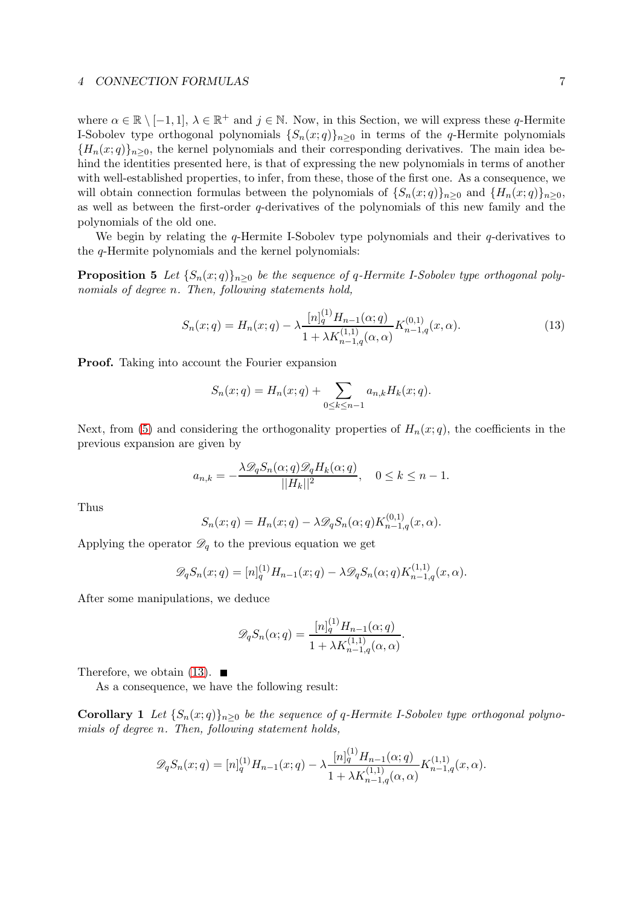where $\alpha \in \mathbb{R} \setminus [-1,1]$, $\lambda \in \mathbb{R}^+$ and $j \in \mathbb{N}$. Now, in this Section, we will express these $q$-Hermite I-Sobolev type orthogonal polynomials $\{S_n(x;q)\}_{n\geq 0}$ in terms of the $q$-Hermite polynomials $\{H_n(x;q)\}_{n\geq 0}$, the kernel polynomials and their corresponding derivatives. The main idea behind the identities presented here, is that of expressing the new polynomials in terms of another with well-established properties, to infer, from these, those of the first one. As a consequence, we will obtain connection formulas between the polynomials of $\{S_n(x;q)\}_{n\geq 0}$ and $\{H_n(x;q)\}_{n\geq 0}$, as well as between the first-order $q$-derivatives of the polynomials of this new family and the polynomials of the old one.

We begin by relating the $q$-Hermite I-Sobolev type polynomials and their $q$-derivatives to the $q$-Hermite polynomials and the kernel polynomials:

**Proposition 5** *Let $\{S_n(x;q)\}_{n\geq 0}$ be the sequence of $q$-Hermite I-Sobolev type orthogonal polynomials of degree $n$. Then, following statements hold,*

$$S_n(x;q) = H_n(x;q) - \lambda \frac{[n]_q^{(1)} H_{n-1}(\alpha;q)}{1+\lambda K_{n-1,q}^{(1,1)}(\alpha,\alpha)} K_{n-1,q}^{(0,1)}(x,\alpha). \tag{13}$$

**Proof.** Taking into account the Fourier expansion

$$S_n(x;q) = H_n(x;q) + \sum_{0\leq k\leq n-1} a_{n,k} H_k(x;q).$$

Next, from (5) and considering the orthogonality properties of $H_n(x;q)$, the coefficients in the previous expansion are given by

$$a_{n,k} = -\frac{\lambda \mathscr{D}_q S_n(\alpha;q) \mathscr{D}_q H_k(\alpha;q)}{||H_k||^2}, \quad 0 \leq k \leq n-1.$$

Thus

$$S_n(x;q) = H_n(x;q) - \lambda \mathscr{D}_q S_n(\alpha;q) K_{n-1,q}^{(0,1)}(x,\alpha).$$

Applying the operator $\mathscr{D}_q$ to the previous equation we get

$$\mathscr{D}_q S_n(x;q) = [n]_q^{(1)} H_{n-1}(x;q) - \lambda \mathscr{D}_q S_n(\alpha;q) K_{n-1,q}^{(1,1)}(x,\alpha).$$

After some manipulations, we deduce

$$\mathscr{D}_q S_n(\alpha;q) = \frac{[n]_q^{(1)} H_{n-1}(\alpha;q)}{1+\lambda K_{n-1,q}^{(1,1)}(\alpha,\alpha)}.$$

Therefore, we obtain (13). ■

As a consequence, we have the following result:

**Corollary 1** *Let $\{S_n(x;q)\}_{n\geq 0}$ be the sequence of $q$-Hermite I-Sobolev type orthogonal polynomials of degree $n$. Then, following statement holds,*

$$\mathscr{D}_q S_n(x;q) = [n]_q^{(1)} H_{n-1}(x;q) - \lambda \frac{[n]_q^{(1)} H_{n-1}(\alpha;q)}{1+\lambda K_{n-1,q}^{(1,1)}(\alpha,\alpha)} K_{n-1,q}^{(1,1)}(x,\alpha).$$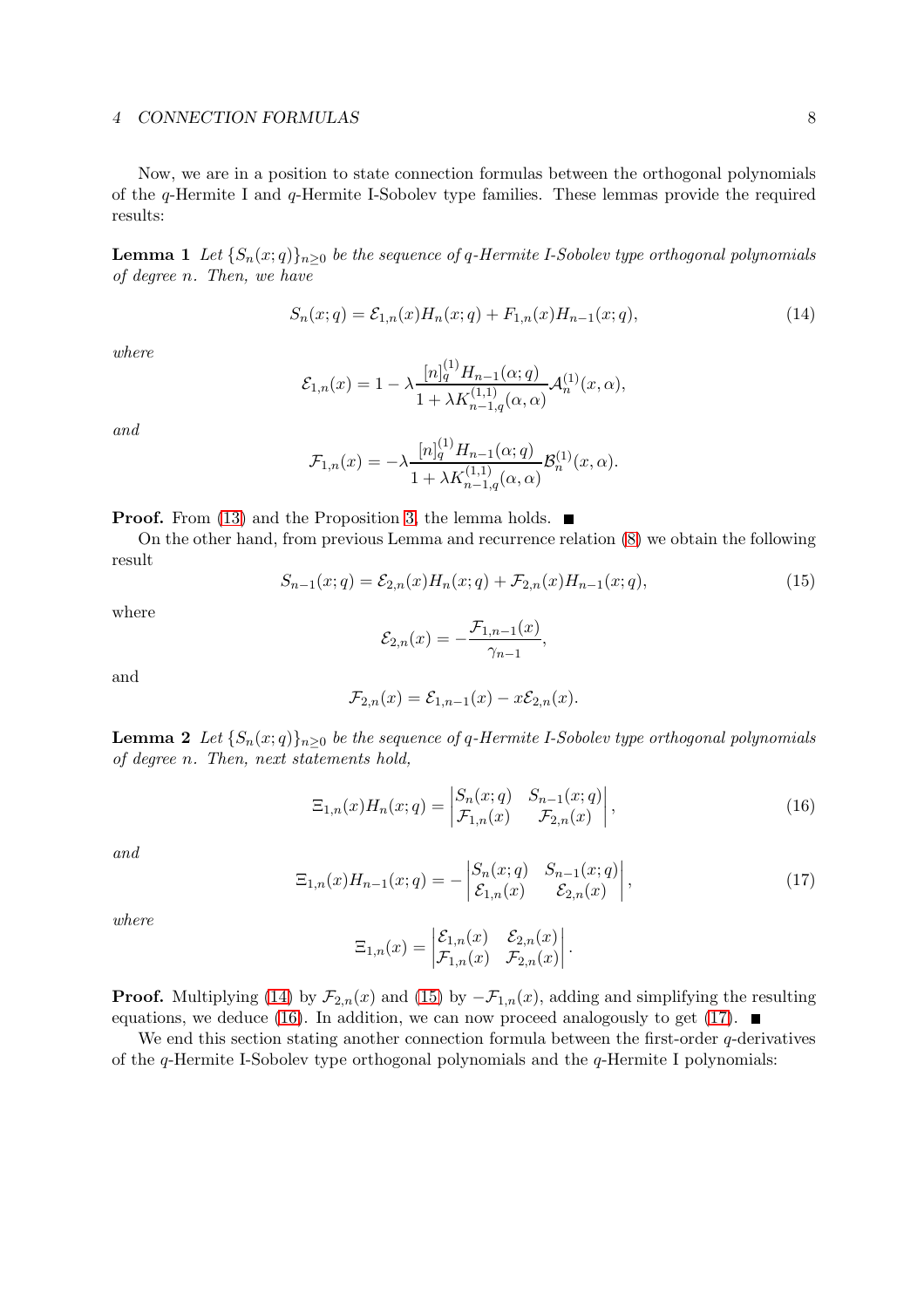Now, we are in a position to state connection formulas between the orthogonal polynomials of the $q$-Hermite I and $q$-Hermite I-Sobolev type families. These lemmas provide the required results:

**Lemma 1** *Let $\{S_n(x;q)\}_{n\geq 0}$ be the sequence of $q$-Hermite I-Sobolev type orthogonal polynomials of degree $n$. Then, we have*

$$S_n(x;q) = \mathcal{E}_{1,n}(x)H_n(x;q) + F_{1,n}(x)H_{n-1}(x;q), \tag{14}$$

*where*

$$\mathcal{E}_{1,n}(x) = 1 - \lambda \frac{[n]_q^{(1)} H_{n-1}(\alpha;q)}{1+\lambda K_{n-1,q}^{(1,1)}(\alpha,\alpha)} \mathcal{A}_n^{(1)}(x,\alpha),$$

*and*

$$\mathcal{F}_{1,n}(x) = -\lambda \frac{[n]_q^{(1)} H_{n-1}(\alpha;q)}{1+\lambda K_{n-1,q}^{(1,1)}(\alpha,\alpha)} \mathcal{B}_n^{(1)}(x,\alpha).$$

**Proof.** From (13) and the Proposition 3, the lemma holds. ■

On the other hand, from previous Lemma and recurrence relation (8) we obtain the following result

$$S_{n-1}(x;q) = \mathcal{E}_{2,n}(x)H_n(x;q) + \mathcal{F}_{2,n}(x)H_{n-1}(x;q), \tag{15}$$

where

$$\mathcal{E}_{2,n}(x) = -\frac{\mathcal{F}_{1,n-1}(x)}{\gamma_{n-1}},$$

and

$$\mathcal{F}_{2,n}(x) = \mathcal{E}_{1,n-1}(x) - x\mathcal{E}_{2,n}(x).$$

**Lemma 2** *Let $\{S_n(x;q)\}_{n\geq 0}$ be the sequence of $q$-Hermite I-Sobolev type orthogonal polynomials of degree $n$. Then, next statements hold,*

$$\Xi_{1,n}(x)H_n(x;q) = \begin{vmatrix} S_n(x;q) & S_{n-1}(x;q) \\ \mathcal{F}_{1,n}(x) & \mathcal{F}_{2,n}(x) \end{vmatrix}, \tag{16}$$

*and*

$$\Xi_{1,n}(x)H_{n-1}(x;q) = -\begin{vmatrix} S_n(x;q) & S_{n-1}(x;q) \\ \mathcal{E}_{1,n}(x) & \mathcal{E}_{2,n}(x) \end{vmatrix}, \tag{17}$$

*where*

$$\Xi_{1,n}(x) = \begin{vmatrix} \mathcal{E}_{1,n}(x) & \mathcal{E}_{2,n}(x) \\ \mathcal{F}_{1,n}(x) & \mathcal{F}_{2,n}(x) \end{vmatrix}.$$

**Proof.** Multiplying (14) by $\mathcal{F}_{2,n}(x)$ and (15) by $-\mathcal{F}_{1,n}(x)$, adding and simplifying the resulting equations, we deduce (16). In addition, we can now proceed analogously to get (17). ■

We end this section stating another connection formula between the first-order $q$-derivatives of the $q$-Hermite I-Sobolev type orthogonal polynomials and the $q$-Hermite I polynomials: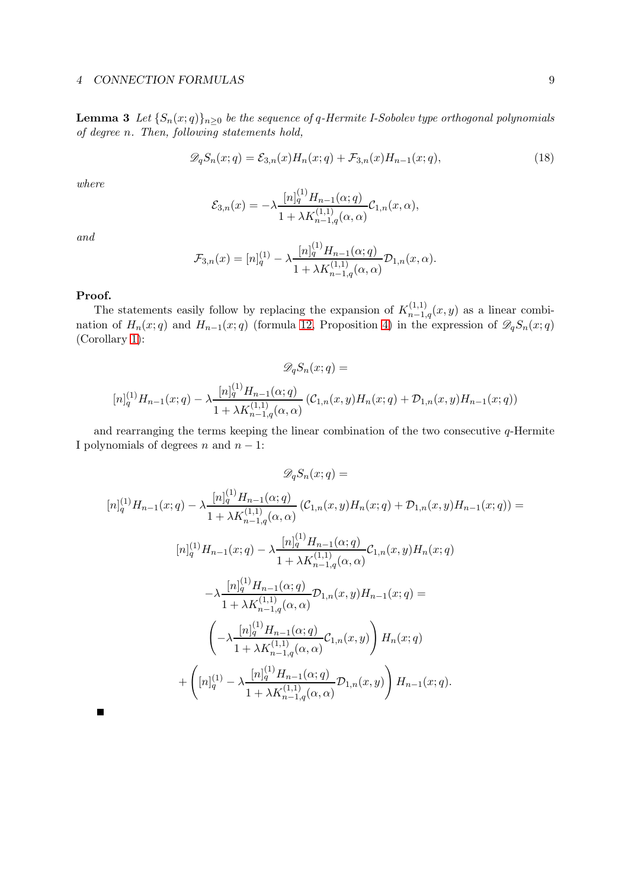**Lemma 3** *Let $\{S_n(x;q)\}_{n\geq 0}$ be the sequence of q-Hermite I-Sobolev type orthogonal polynomials of degree n. Then, following statements hold,*

$$\mathscr{D}_q S_n(x;q) = \mathcal{E}_{3,n}(x) H_n(x;q) + \mathcal{F}_{3,n}(x) H_{n-1}(x;q), \tag{18}$$

*where*

$$\mathcal{E}_{3,n}(x) = -\lambda \frac{[n]_q^{(1)} H_{n-1}(\alpha;q)}{1+\lambda K_{n-1,q}^{(1,1)}(\alpha,\alpha)} \mathcal{C}_{1,n}(x,\alpha),$$

*and*

$$\mathcal{F}_{3,n}(x) = [n]_q^{(1)} - \lambda \frac{[n]_q^{(1)} H_{n-1}(\alpha;q)}{1+\lambda K_{n-1,q}^{(1,1)}(\alpha,\alpha)} \mathcal{D}_{1,n}(x,\alpha).$$

**Proof.**

The statements easily follow by replacing the expansion of $K_{n-1,q}^{(1,1)}(x,y)$ as a linear combination of $H_n(x;q)$ and $H_{n-1}(x;q)$ (formula 12, Proposition 4) in the expression of $\mathscr{D}_q S_n(x;q)$ (Corollary 1):

$$\mathscr{D}_q S_n(x;q) =$$

$$[n]_q^{(1)} H_{n-1}(x;q) - \lambda \frac{[n]_q^{(1)} H_{n-1}(\alpha;q)}{1+\lambda K_{n-1,q}^{(1,1)}(\alpha,\alpha)} \left(\mathcal{C}_{1,n}(x,y) H_n(x;q) + \mathcal{D}_{1,n}(x,y) H_{n-1}(x;q)\right)$$

and rearranging the terms keeping the linear combination of the two consecutive $q$-Hermite I polynomials of degrees $n$ and $n-1$:

$$\mathscr{D}_q S_n(x;q) =$$

$$[n]_q^{(1)} H_{n-1}(x;q) - \lambda \frac{[n]_q^{(1)} H_{n-1}(\alpha;q)}{1+\lambda K_{n-1,q}^{(1,1)}(\alpha,\alpha)} \left(\mathcal{C}_{1,n}(x,y) H_n(x;q) + \mathcal{D}_{1,n}(x,y) H_{n-1}(x;q)\right) =$$

$$[n]_q^{(1)} H_{n-1}(x;q) - \lambda \frac{[n]_q^{(1)} H_{n-1}(\alpha;q)}{1+\lambda K_{n-1,q}^{(1,1)}(\alpha,\alpha)} \mathcal{C}_{1,n}(x,y) H_n(x;q)$$

$$-\lambda \frac{[n]_q^{(1)} H_{n-1}(\alpha;q)}{1+\lambda K_{n-1,q}^{(1,1)}(\alpha,\alpha)} \mathcal{D}_{1,n}(x,y) H_{n-1}(x;q) =$$

$$\left(-\lambda \frac{[n]_q^{(1)} H_{n-1}(\alpha;q)}{1+\lambda K_{n-1,q}^{(1,1)}(\alpha,\alpha)} \mathcal{C}_{1,n}(x,y)\right) H_n(x;q)$$

$$+\left([n]_q^{(1)} - \lambda \frac{[n]_q^{(1)} H_{n-1}(\alpha;q)}{1+\lambda K_{n-1,q}^{(1,1)}(\alpha,\alpha)} \mathcal{D}_{1,n}(x,y)\right) H_{n-1}(x;q).$$

■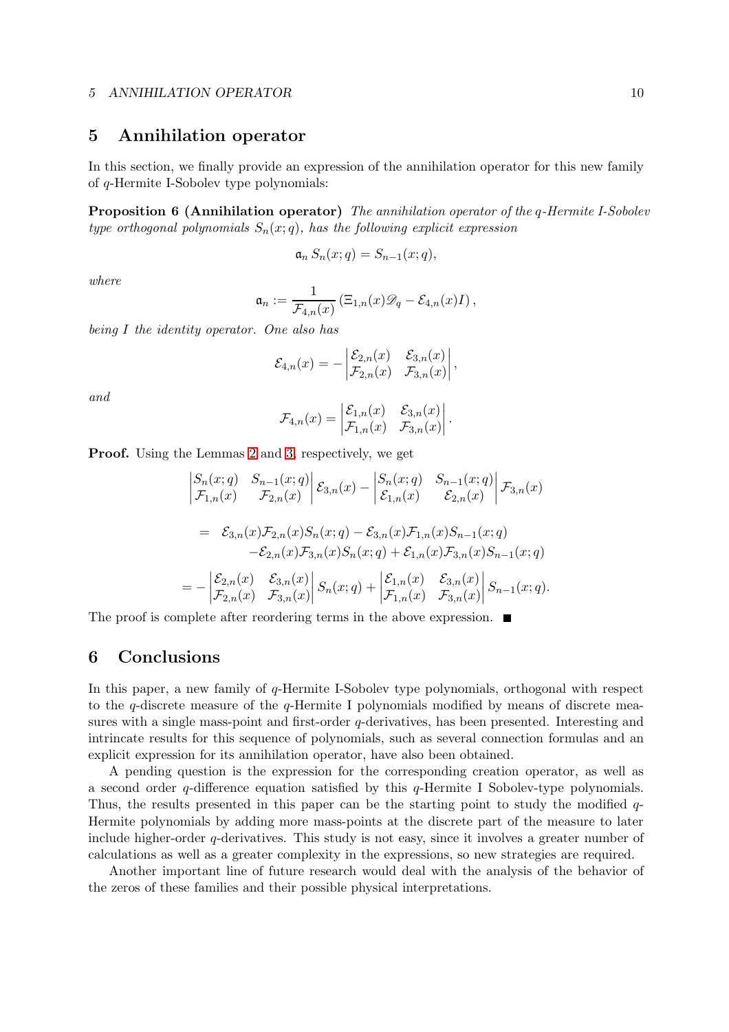## 5 Annihilation operator

In this section, we finally provide an expression of the annihilation operator for this new family of $q$-Hermite I-Sobolev type polynomials:

**Proposition 6 (Annihilation operator)** *The annihilation operator of the $q$-Hermite I-Sobolev type orthogonal polynomials $S_n(x;q)$, has the following explicit expression*

$$\mathfrak{a}_n \, S_n(x;q) = S_{n-1}(x;q),$$

*where*

$$\mathfrak{a}_n := \frac{1}{\mathcal{F}_{4,n}(x)} \left( \Xi_{1,n}(x) \mathscr{D}_q - \mathcal{E}_{4,n}(x) I \right),$$

*being $I$ the identity operator. One also has*

$$\mathcal{E}_{4,n}(x) = - \begin{vmatrix} \mathcal{E}_{2,n}(x) & \mathcal{E}_{3,n}(x) \\ \mathcal{F}_{2,n}(x) & \mathcal{F}_{3,n}(x) \end{vmatrix},$$

*and*

$$\mathcal{F}_{4,n}(x) = \begin{vmatrix} \mathcal{E}_{1,n}(x) & \mathcal{E}_{3,n}(x) \\ \mathcal{F}_{1,n}(x) & \mathcal{F}_{3,n}(x) \end{vmatrix}.$$

**Proof.** Using the Lemmas 2 and 3, respectively, we get

$$\begin{aligned}
&\begin{vmatrix} S_n(x;q) & S_{n-1}(x;q) \\ \mathcal{F}_{1,n}(x) & \mathcal{F}_{2,n}(x) \end{vmatrix} \mathcal{E}_{3,n}(x) - \begin{vmatrix} S_n(x;q) & S_{n-1}(x;q) \\ \mathcal{E}_{1,n}(x) & \mathcal{E}_{2,n}(x) \end{vmatrix} \mathcal{F}_{3,n}(x) \\
&= \mathcal{E}_{3,n}(x)\mathcal{F}_{2,n}(x)S_n(x;q) - \mathcal{E}_{3,n}(x)\mathcal{F}_{1,n}(x)S_{n-1}(x;q) \\
&\quad - \mathcal{E}_{2,n}(x)\mathcal{F}_{3,n}(x)S_n(x;q) + \mathcal{E}_{1,n}(x)\mathcal{F}_{3,n}(x)S_{n-1}(x;q) \\
&= - \begin{vmatrix} \mathcal{E}_{2,n}(x) & \mathcal{E}_{3,n}(x) \\ \mathcal{F}_{2,n}(x) & \mathcal{F}_{3,n}(x) \end{vmatrix} S_n(x;q) + \begin{vmatrix} \mathcal{E}_{1,n}(x) & \mathcal{E}_{3,n}(x) \\ \mathcal{F}_{1,n}(x) & \mathcal{F}_{3,n}(x) \end{vmatrix} S_{n-1}(x;q).
\end{aligned}$$

The proof is complete after reordering terms in the above expression. ■

## 6 Conclusions

In this paper, a new family of $q$-Hermite I-Sobolev type polynomials, orthogonal with respect to the $q$-discrete measure of the $q$-Hermite I polynomials modified by means of discrete measures with a single mass-point and first-order $q$-derivatives, has been presented. Interesting and intrincate results for this sequence of polynomials, such as several connection formulas and an explicit expression for its annihilation operator, have also been obtained.

A pending question is the expression for the corresponding creation operator, as well as a second order $q$-difference equation satisfied by this $q$-Hermite I Sobolev-type polynomials. Thus, the results presented in this paper can be the starting point to study the modified $q$-Hermite polynomials by adding more mass-points at the discrete part of the measure to later include higher-order $q$-derivatives. This study is not easy, since it involves a greater number of calculations as well as a greater complexity in the expressions, so new strategies are required.

Another important line of future research would deal with the analysis of the behavior of the zeros of these families and their possible physical interpretations.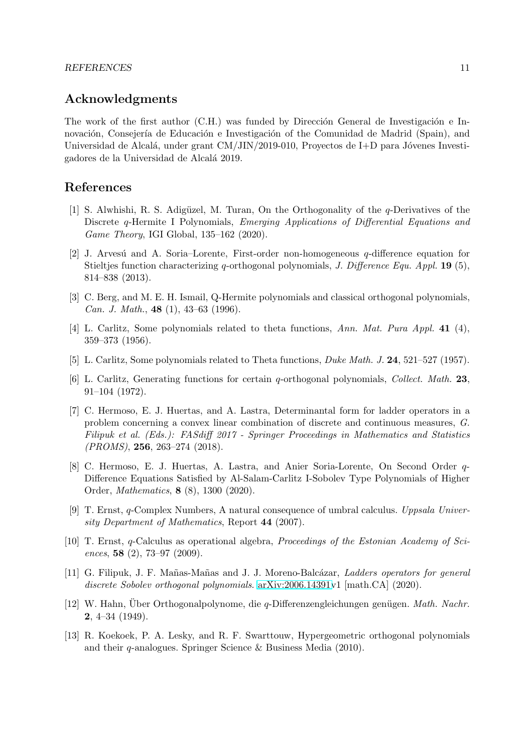## Acknowledgments

The work of the first author (C.H.) was funded by Dirección General de Investigación e Innovación, Consejería de Educación e Investigación of the Comunidad de Madrid (Spain), and Universidad de Alcalá, under grant CM/JIN/2019-010, Proyectos de I+D para Jóvenes Investigadores de la Universidad de Alcalá 2019.

## References

[1] S. Alwhishi, R. S. Adigüzel, M. Turan, On the Orthogonality of the $q$-Derivatives of the Discrete $q$-Hermite I Polynomials, *Emerging Applications of Differential Equations and Game Theory*, IGI Global, 135–162 (2020).

[2] J. Arvesú and A. Soria–Lorente, First-order non-homogeneous $q$-difference equation for Stieltjes function characterizing $q$-orthogonal polynomials, *J. Difference Equ. Appl.* **19** (5), 814–838 (2013).

[3] C. Berg, and M. E. H. Ismail, Q-Hermite polynomials and classical orthogonal polynomials, *Can. J. Math.*, **48** (1), 43–63 (1996).

[4] L. Carlitz, Some polynomials related to theta functions, *Ann. Mat. Pura Appl.* **41** (4), 359–373 (1956).

[5] L. Carlitz, Some polynomials related to Theta functions, *Duke Math. J.* **24**, 521–527 (1957).

[6] L. Carlitz, Generating functions for certain $q$-orthogonal polynomials, *Collect. Math.* **23**, 91–104 (1972).

[7] C. Hermoso, E. J. Huertas, and A. Lastra, Determinantal form for ladder operators in a problem concerning a convex linear combination of discrete and continuous measures, *G. Filipuk et al. (Eds.): FASdiff 2017 - Springer Proceedings in Mathematics and Statistics (PROMS)*, **256**, 263–274 (2018).

[8] C. Hermoso, E. J. Huertas, A. Lastra, and Anier Soria-Lorente, On Second Order $q$-Difference Equations Satisfied by Al-Salam-Carlitz I-Sobolev Type Polynomials of Higher Order, *Mathematics*, **8** (8), 1300 (2020).

[9] T. Ernst, $q$-Complex Numbers, A natural consequence of umbral calculus. *Uppsala University Department of Mathematics*, Report **44** (2007).

[10] T. Ernst, $q$-Calculus as operational algebra, *Proceedings of the Estonian Academy of Sciences*, **58** (2), 73–97 (2009).

[11] G. Filipuk, J. F. Mañas-Mañas and J. J. Moreno-Balcázar, *Ladders operators for general discrete Sobolev orthogonal polynomials.* arXiv:2006.14391v1 [math.CA] (2020).

[12] W. Hahn, Über Orthogonalpolynome, die $q$-Differenzengleichungen genügen. *Math. Nachr.* **2**, 4–34 (1949).

[13] R. Koekoek, P. A. Lesky, and R. F. Swarttouw, Hypergeometric orthogonal polynomials and their $q$-analogues. Springer Science & Business Media (2010).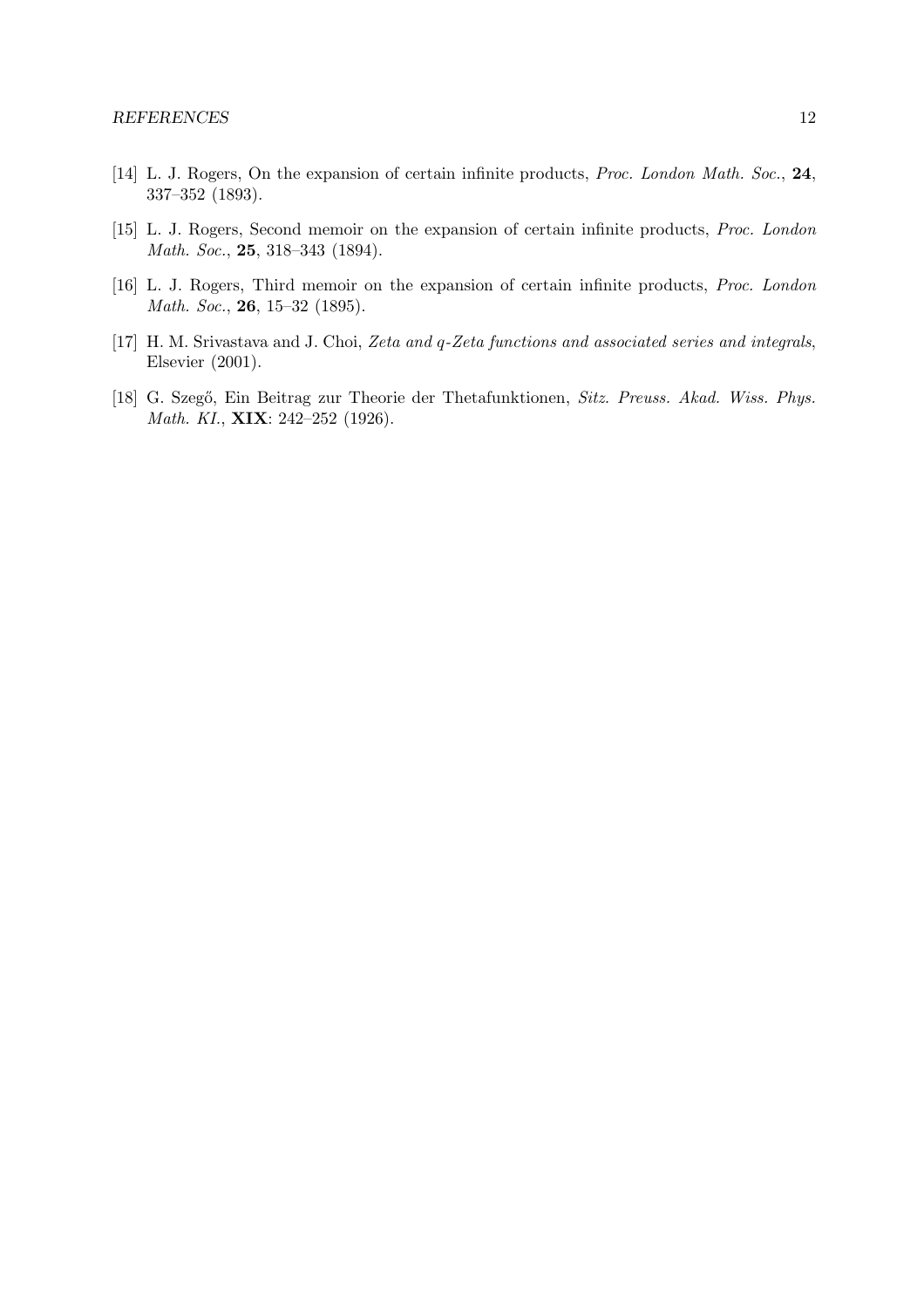[14] L. J. Rogers, On the expansion of certain infinite products, *Proc. London Math. Soc.*, **24**, 337–352 (1893).

[15] L. J. Rogers, Second memoir on the expansion of certain infinite products, *Proc. London Math. Soc.*, **25**, 318–343 (1894).

[16] L. J. Rogers, Third memoir on the expansion of certain infinite products, *Proc. London Math. Soc.*, **26**, 15–32 (1895).

[17] H. M. Srivastava and J. Choi, *Zeta and q-Zeta functions and associated series and integrals*, Elsevier (2001).

[18] G. Szegő, Ein Beitrag zur Theorie der Thetafunktionen, *Sitz. Preuss. Akad. Wiss. Phys. Math. KI.*, **XIX**: 242–252 (1926).